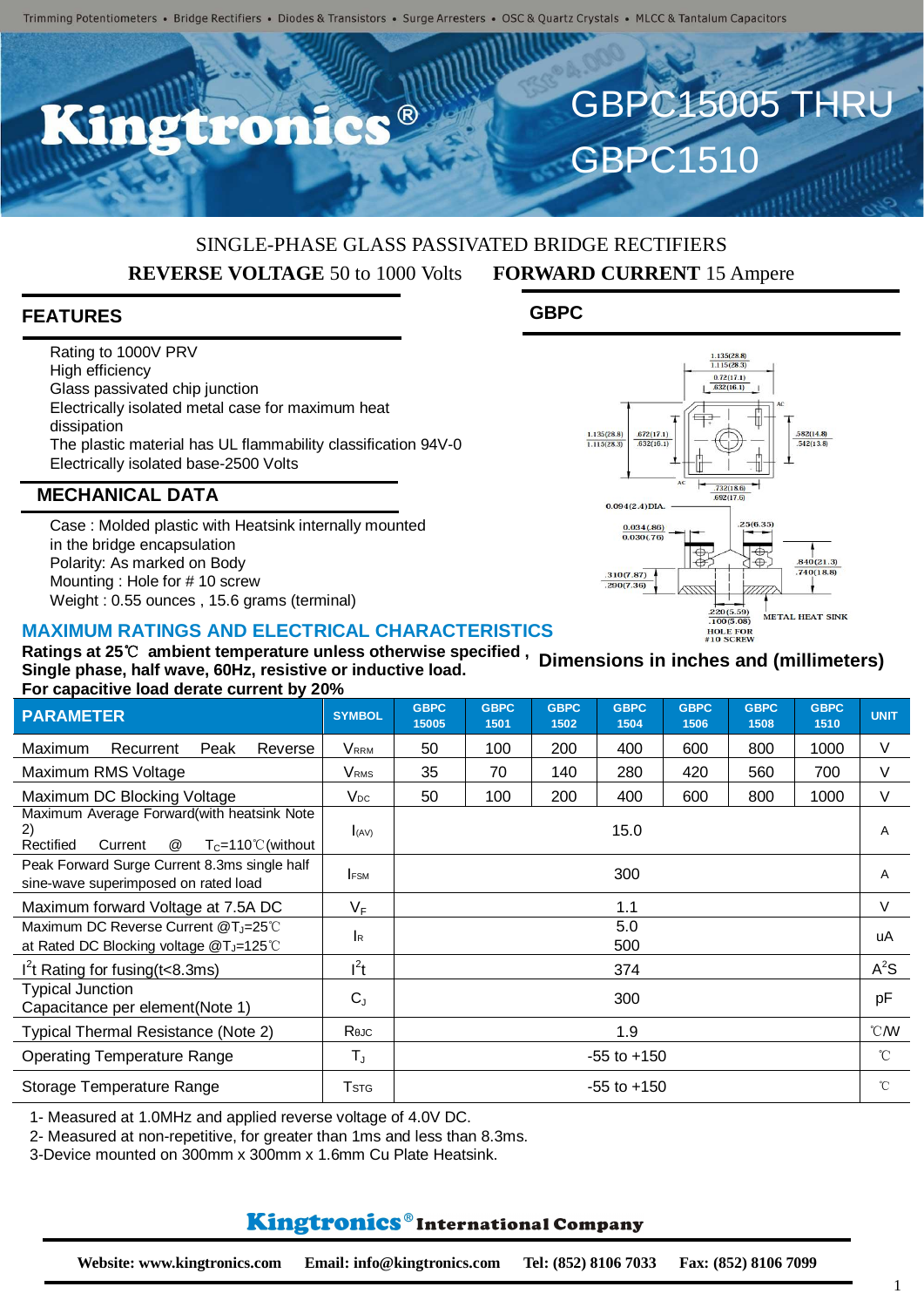# GBPC15005 THRU GBPC1510

SINGLE-PHASE GLASS PASSIVATED BRIDGE RECTIFIERS

**REVERSE VOLTAGE** 50 to 1000 Volts **FORWARD CURRENT** 15 Ampere

## FEATURES

- Rating to 1000V PRV
- High efficiency
- Glass passivated chip junction
- Electrically isolated metal case for maximum heat dissipation
- The plastic material has UL flammability classification 94V-0
- Electrically isolated base-2500 Volts

## MECHANICAL DATA

- Case : Molded plastic with Heatsink internally mounted in the bridge encapsulation
- Polarity: As marked on Body
- Mounting : Hole for # 10 screw
- Weight : 0.55 ounces , 15.6 grams (terminal)

## GBPC

Dimensions in inches and (millimeters)

## MAXIMUM RATINGS AND ELECTRICAL CHARACTERISTICS

**Ratings at 25℃ ambient temperature unless otherwise specified , Single phase, half wave, 60Hz, resistive or inductive load. For capacitive load derate current by 20%**

| PARAMETER | SYMBOL | GBPC 15005 | GBPC 1501 | GBPC 1502 | GBPC 1504 | GBPC 1506 | GBPC 1508 | GBPC 1510 | UNIT |
|---|---|---|---|---|---|---|---|---|---|
| Maximum Recurrent Peak Reverse | $V_{RRM}$ | 50 | 100 | 200 | 400 | 600 | 800 | 1000 | V |
| Maximum RMS Voltage | $V_{RMS}$ | 35 | 70 | 140 | 280 | 420 | 560 | 700 | V |
| Maximum DC Blocking Voltage | $V_{DC}$ | 50 | 100 | 200 | 400 | 600 | 800 | 1000 | V |
| Maximum Average Forward(with heatsink Note 2) Rectified Current @ $T_C$=110℃(without | $I_{(AV)}$ | 15.0 | | | | | | | A |
| Peak Forward Surge Current 8.3ms single half sine-wave superimposed on rated load | $I_{FSM}$ | 300 | | | | | | | A |
| Maximum forward Voltage at 7.5A DC | $V_F$ | 1.1 | | | | | | | V |
| Maximum DC Reverse Current @$T_J$=25℃ at Rated DC Blocking voltage @$T_J$=125℃ | $I_R$ | 5.0 / 500 | | | | | | | uA |
| $I^2t$ Rating for fusing(t<8.3ms) | $I^2t$ | 374 | | | | | | | $A^2S$ |
| Typical Junction Capacitance per element(Note 1) | $C_J$ | 300 | | | | | | | pF |
| Typical Thermal Resistance (Note 2) | $R_{\theta JC}$ | 1.9 | | | | | | | ℃/W |
| Operating Temperature Range | $T_J$ | -55 to +150 | | | | | | | ℃ |
| Storage Temperature Range | $T_{STG}$ | -55 to +150 | | | | | | | ℃ |

1- Measured at 1.0MHz and applied reverse voltage of 4.0V DC.
2- Measured at non-repetitive, for greater than 1ms and less than 8.3ms.
3-Device mounted on 300mm x 300mm x 1.6mm Cu Plate Heatsink.

**Kingtronics® International Company**

**Website: www.kingtronics.com Email: info@kingtronics.com Tel: (852) 8106 7033 Fax: (852) 8106 7099**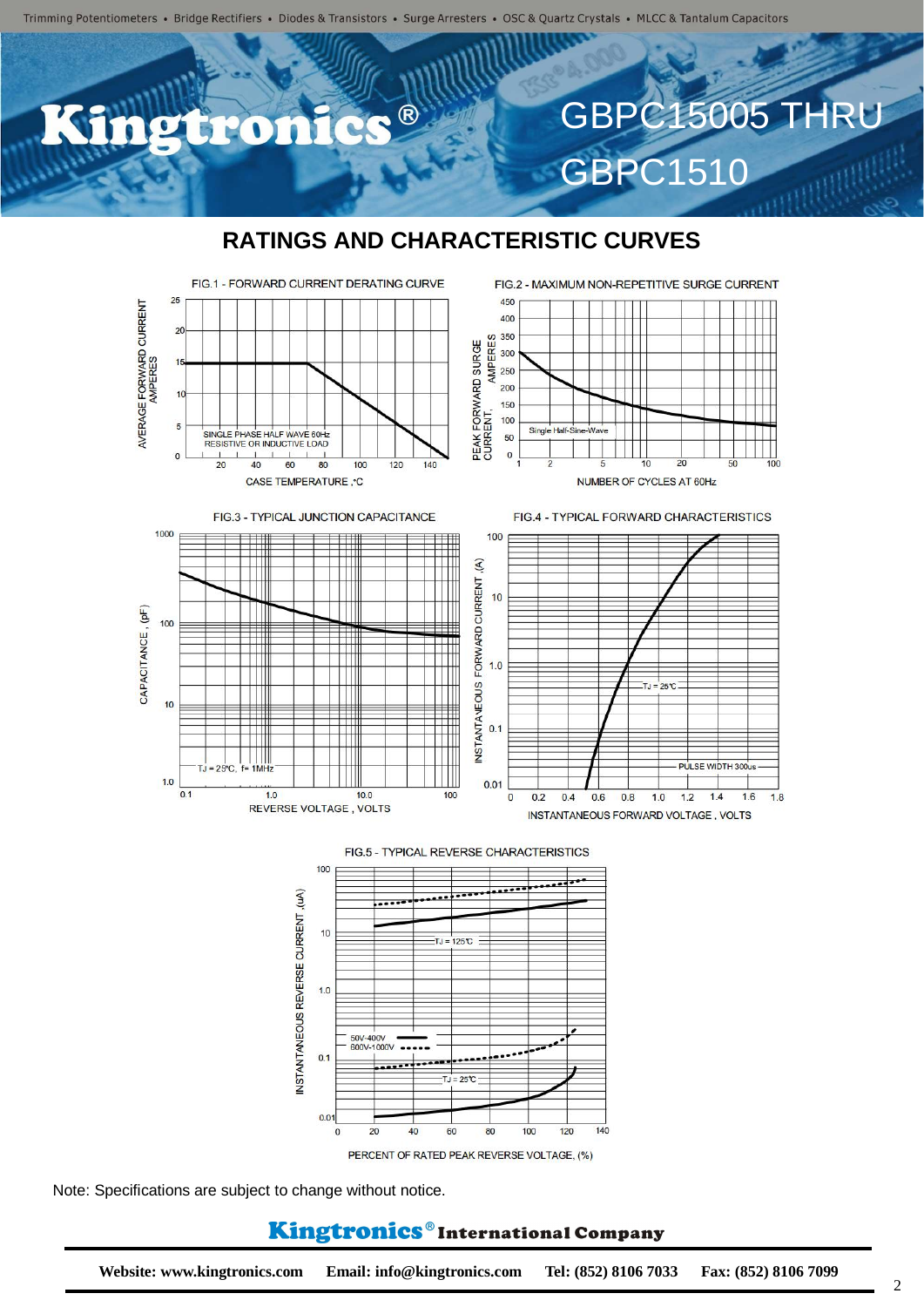# GBPC15005 THRU GBPC1510

## RATINGS AND CHARACTERISTIC CURVES

FIG.1 - FORWARD CURRENT DERATING CURVE

AVERAGE FORWARD CURRENT AMPERES

25
20
15
10
5
0

SINGLE PHASE HALF WAVE 60Hz
RESISTIVE OR INDUCTIVE LOAD

20 40 60 80 100 120 140

CASE TEMPERATURE ,°C

FIG.2 - MAXIMUM NON-REPETITIVE SURGE CURRENT

PEAK FORWARD SURGE CURRENT, AMPERES

450
400
350
300
250
200
150
100
50
0

Single Half-Sine-Wave

1 2 5 10 20 50 100

NUMBER OF CYCLES AT 60Hz

FIG.3 - TYPICAL JUNCTION CAPACITANCE

CAPACITANCE , (pF)

1000
100
10
1.0

TJ = 25℃, f= 1MHz

0.1 1.0 10.0 100

REVERSE VOLTAGE , VOLTS

FIG.4 - TYPICAL FORWARD CHARACTERISTICS

INSTANTANEOUS FORWARD CURRENT ,(A)

100
10
1.0
0.1
0.01

TJ = 25℃

PULSE WIDTH 300us

0 0.2 0.4 0.6 0.8 1.0 1.2 1.4 1.6 1.8

INSTANTANEOUS FORWARD VOLTAGE , VOLTS

FIG.5 - TYPICAL REVERSE CHARACTERISTICS

INSTANTANEOUS REVERSE CURRENT ,(uA)

100
10
1.0
0.1
0.01

TJ = 125℃

50V-400V
600V-1000V

TJ = 25℃

0 20 40 60 80 100 120 140

PERCENT OF RATED PEAK REVERSE VOLTAGE, (%)

Note: Specifications are subject to change without notice.

Kingtronics® International Company

Website: www.kingtronics.com Email: info@kingtronics.com Tel: (852) 8106 7033 Fax: (852) 8106 7099